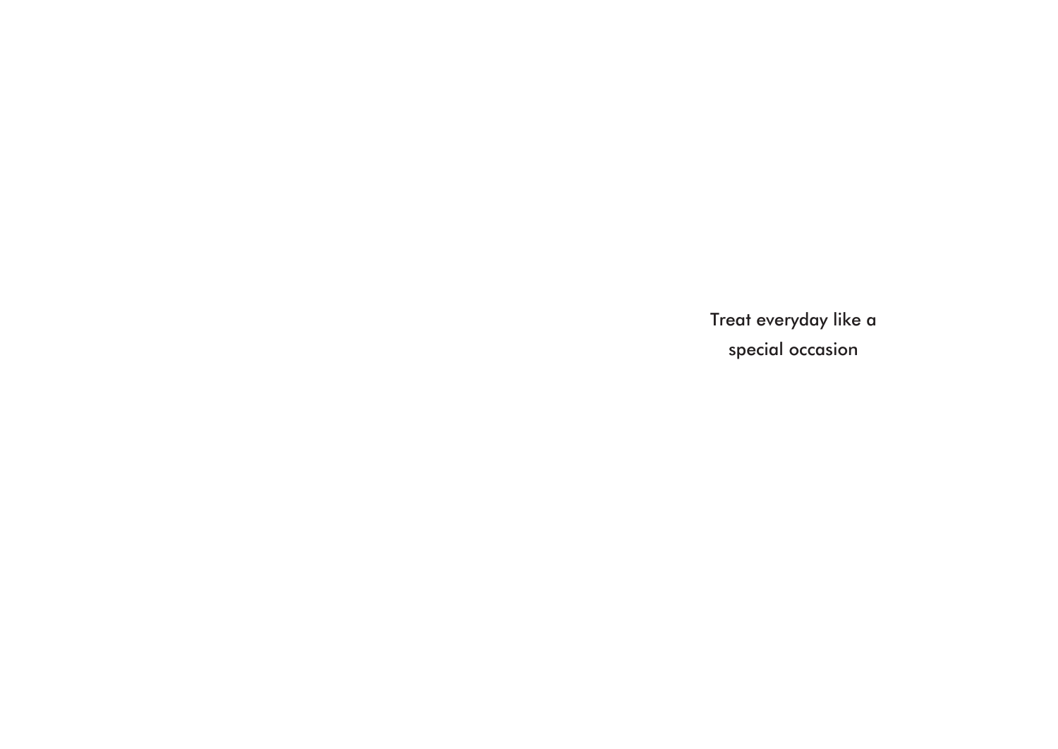Treat everyday like a special occasion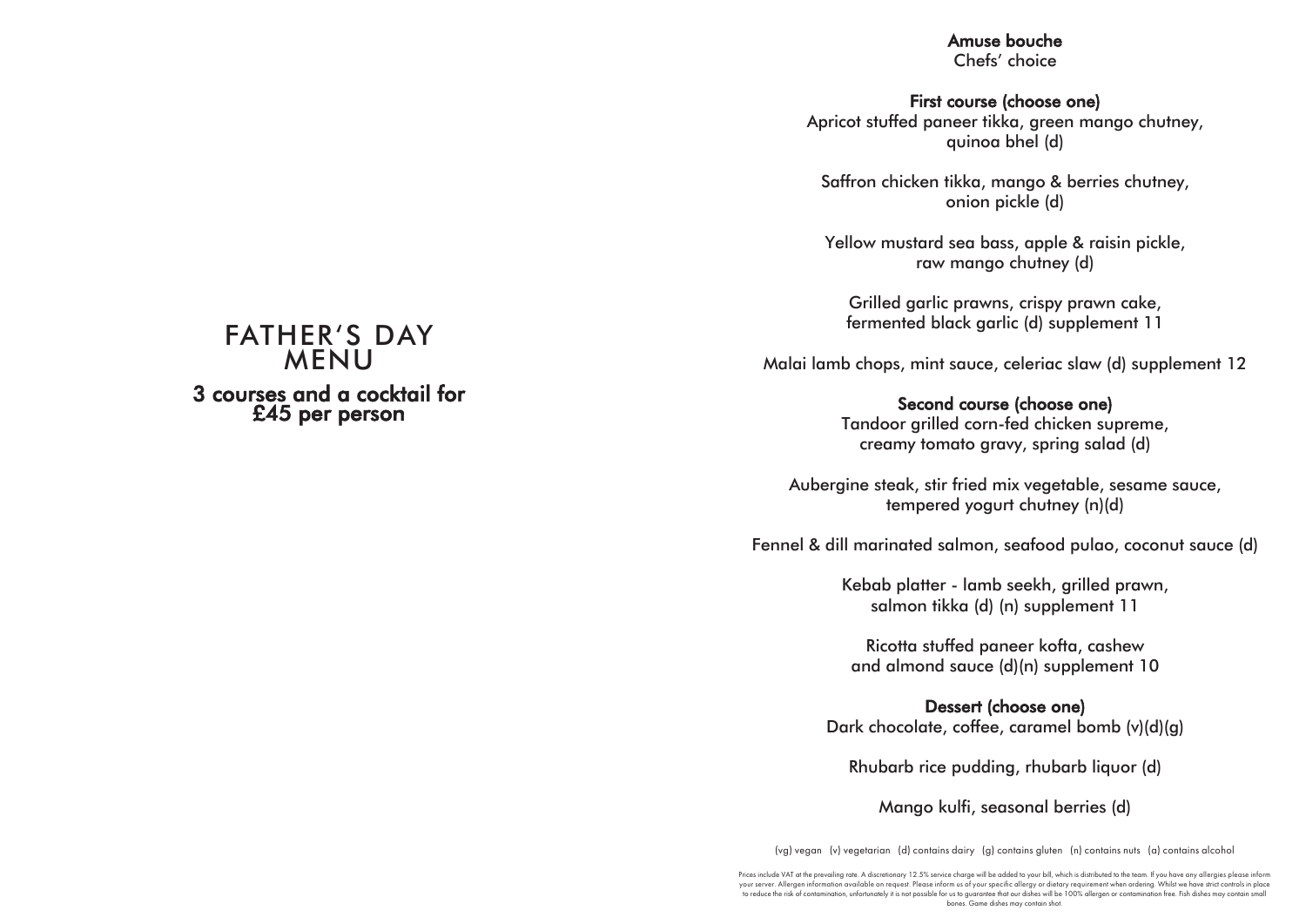# FATHER'S DAY MENU

## 3 courses and a cocktail for £45 per person

### Amuse bouche

Chefs' choice

### First course (choose one)

Apricot stuffed paneer tikka, green mango chutney, quinoa bhel (d)

Saffron chicken tikka, mango & berries chutney, onion pickle (d)

Yellow mustard sea bass, apple & raisin pickle, raw mango chutney (d)

Grilled garlic prawns, crispy prawn cake, fermented black garlic (d) supplement 11

Malai lamb chops, mint sauce, celeriac slaw (d) supplement 12

### Second course (choose one)

Tandoor grilled corn-fed chicken supreme, creamy tomato gravy, spring salad (d)

Aubergine steak, stir fried mix vegetable, sesame sauce, tempered yogurt chutney (n)(d)

Fennel & dill marinated salmon, seafood pulao, coconut sauce (d)

Kebab platter - lamb seekh, grilled prawn, salmon tikka (d) (n) supplement 11

Ricotta stuffed paneer kofta, cashew and almond sauce (d)(n) supplement 10

### Dessert (choose one)

Dark chocolate, coffee, caramel bomb (v)(d)(g)

Rhubarb rice pudding, rhubarb liquor (d)

Mango kulfi, seasonal berries (d)

(vg) vegan (v) vegetarian (d) contains dairy (g) contains gluten (n) contains nuts (a) contains alcohol

Prices include VAT at the prevailing rate. A discretionary 12.5% service charge will be added to your bill, which is distributed to the team. If you have any allergies please inform your server. Allergen information available on request. Please inform us of your specific allergy or dietary requirement when ordering. Whilst we have strict controls in place to reduce the risk of contamination, unfortunately it is not possible for us to guarantee that our dishes will be 100% allergen or contamination free. Fish dishes may contain small bones. Game dishes may contain shot.